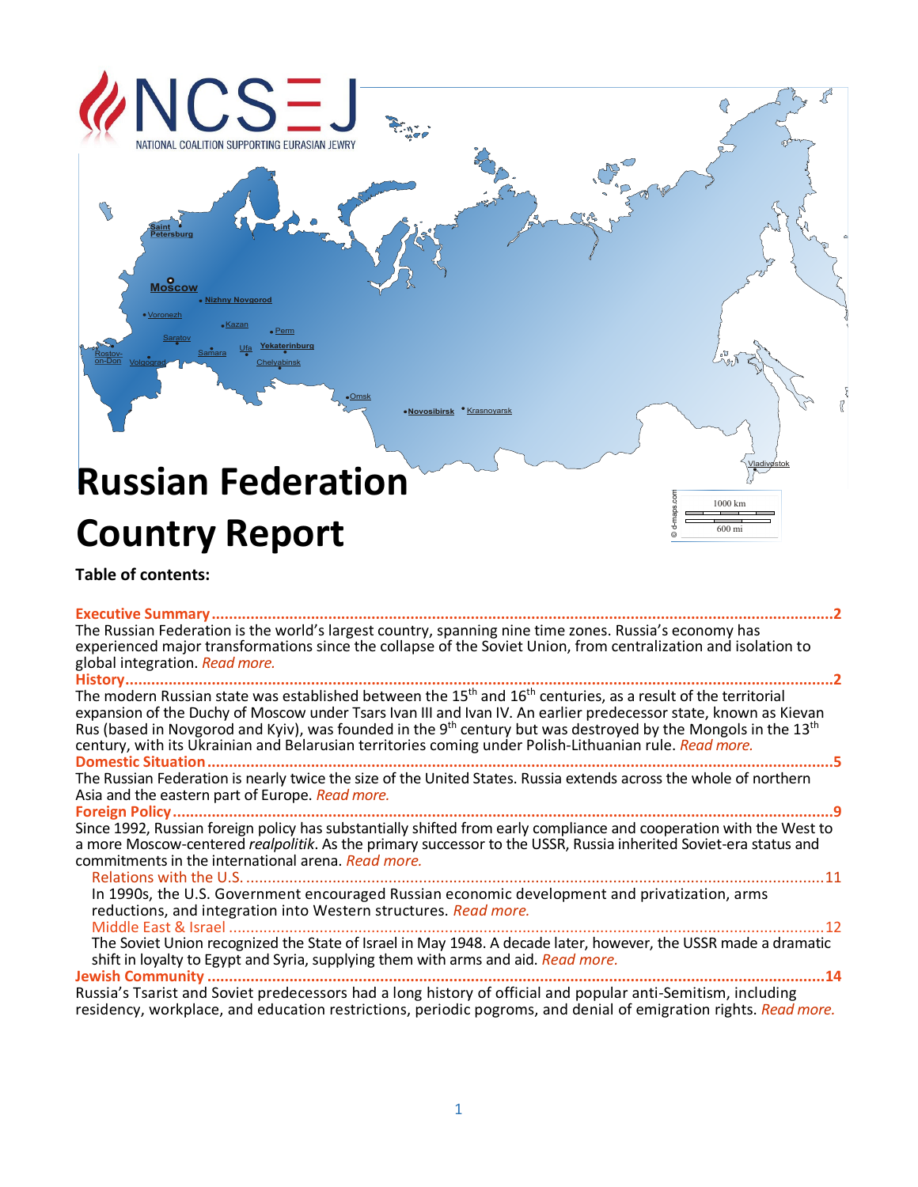NCSEJ

NATIONAL COALITION SUPPORTING EURASIAN JEWRY

# Russian Federation Country Report

**Table of contents:**

**Executive Summary** ........................................................ 2

The Russian Federation is the world's largest country, spanning nine time zones. Russia's economy has experienced major transformations since the collapse of the Soviet Union, from centralization and isolation to global integration. *Read more.*

**History** ........................................................ 2

The modern Russian state was established between the 15th and 16th centuries, as a result of the territorial expansion of the Duchy of Moscow under Tsars Ivan III and Ivan IV. An earlier predecessor state, known as Kievan Rus (based in Novgorod and Kyiv), was founded in the 9th century but was destroyed by the Mongols in the 13th century, with its Ukrainian and Belarusian territories coming under Polish-Lithuanian rule. *Read more.*

**Domestic Situation** ........................................................ 5

The Russian Federation is nearly twice the size of the United States. Russia extends across the whole of northern Asia and the eastern part of Europe. *Read more.*

**Foreign Policy** ........................................................ 9

Since 1992, Russian foreign policy has substantially shifted from early compliance and cooperation with the West to a more Moscow-centered *realpolitik*. As the primary successor to the USSR, Russia inherited Soviet-era status and commitments in the international arena. *Read more.*

Relations with the U.S. ........................................................ 11

In 1990s, the U.S. Government encouraged Russian economic development and privatization, arms reductions, and integration into Western structures. *Read more.*

Middle East & Israel ........................................................ 12

The Soviet Union recognized the State of Israel in May 1948. A decade later, however, the USSR made a dramatic shift in loyalty to Egypt and Syria, supplying them with arms and aid. *Read more.*

**Jewish Community** ........................................................ 14

Russia's Tsarist and Soviet predecessors had a long history of official and popular anti-Semitism, including residency, workplace, and education restrictions, periodic pogroms, and denial of emigration rights. *Read more.*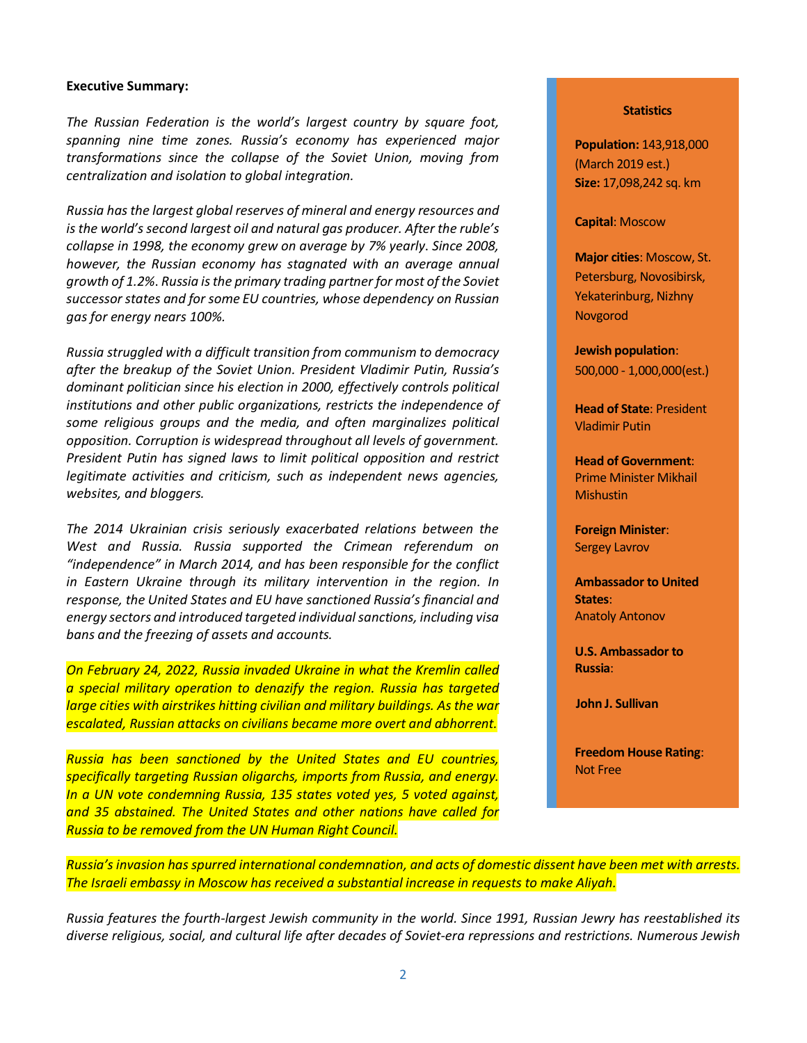**Executive Summary:**

*The Russian Federation is the world's largest country by square foot, spanning nine time zones. Russia's economy has experienced major transformations since the collapse of the Soviet Union, moving from centralization and isolation to global integration.*

*Russia has the largest global reserves of mineral and energy resources and is the world's second largest oil and natural gas producer. After the ruble's collapse in 1998, the economy grew on average by 7% yearly. Since 2008, however, the Russian economy has stagnated with an average annual growth of 1.2%. Russia is the primary trading partner for most of the Soviet successor states and for some EU countries, whose dependency on Russian gas for energy nears 100%.*

*Russia struggled with a difficult transition from communism to democracy after the breakup of the Soviet Union. President Vladimir Putin, Russia's dominant politician since his election in 2000, effectively controls political institutions and other public organizations, restricts the independence of some religious groups and the media, and often marginalizes political opposition. Corruption is widespread throughout all levels of government. President Putin has signed laws to limit political opposition and restrict legitimate activities and criticism, such as independent news agencies, websites, and bloggers.*

*The 2014 Ukrainian crisis seriously exacerbated relations between the West and Russia. Russia supported the Crimean referendum on "independence" in March 2014, and has been responsible for the conflict in Eastern Ukraine through its military intervention in the region. In response, the United States and EU have sanctioned Russia's financial and energy sectors and introduced targeted individual sanctions, including visa bans and the freezing of assets and accounts.*

*On February 24, 2022, Russia invaded Ukraine in what the Kremlin called a special military operation to denazify the region. Russia has targeted large cities with airstrikes hitting civilian and military buildings. As the war escalated, Russian attacks on civilians became more overt and abhorrent.*

*Russia has been sanctioned by the United States and EU countries, specifically targeting Russian oligarchs, imports from Russia, and energy. In a UN vote condemning Russia, 135 states voted yes, 5 voted against, and 35 abstained. The United States and other nations have called for Russia to be removed from the UN Human Right Council.*

*Russia's invasion has spurred international condemnation, and acts of domestic dissent have been met with arrests. The Israeli embassy in Moscow has received a substantial increase in requests to make Aliyah.*

*Russia features the fourth-largest Jewish community in the world. Since 1991, Russian Jewry has reestablished its diverse religious, social, and cultural life after decades of Soviet-era repressions and restrictions. Numerous Jewish*

**Statistics**

**Population:** 143,918,000 (March 2019 est.)
**Size:** 17,098,242 sq. km

**Capital**: Moscow

**Major cities**: Moscow, St. Petersburg, Novosibirsk, Yekaterinburg, Nizhny Novgorod

**Jewish population**: 500,000 - 1,000,000(est.)

**Head of State**: President Vladimir Putin

**Head of Government**: Prime Minister Mikhail Mishustin

**Foreign Minister**: Sergey Lavrov

**Ambassador to United States**: Anatoly Antonov

**U.S. Ambassador to Russia**:

**John J. Sullivan**

**Freedom House Rating**: Not Free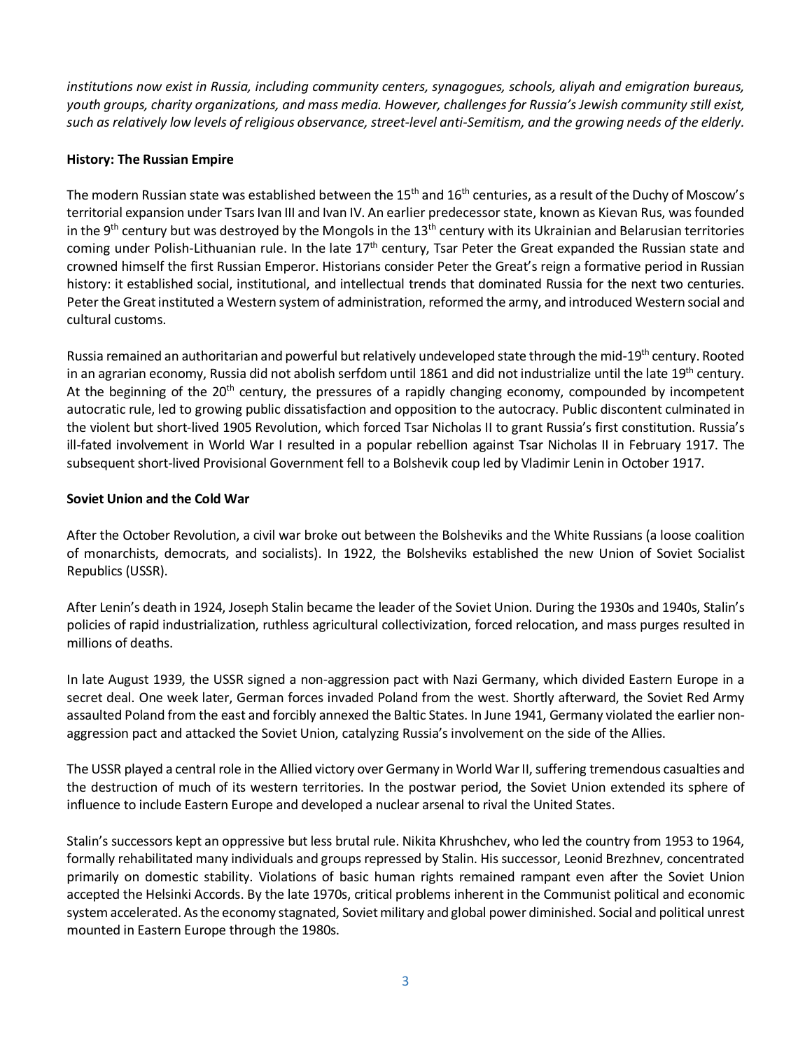*institutions now exist in Russia, including community centers, synagogues, schools, aliyah and emigration bureaus, youth groups, charity organizations, and mass media. However, challenges for Russia's Jewish community still exist, such as relatively low levels of religious observance, street-level anti-Semitism, and the growing needs of the elderly.*

**History: The Russian Empire**

The modern Russian state was established between the 15th and 16th centuries, as a result of the Duchy of Moscow's territorial expansion under Tsars Ivan III and Ivan IV. An earlier predecessor state, known as Kievan Rus, was founded in the 9th century but was destroyed by the Mongols in the 13th century with its Ukrainian and Belarusian territories coming under Polish-Lithuanian rule. In the late 17th century, Tsar Peter the Great expanded the Russian state and crowned himself the first Russian Emperor. Historians consider Peter the Great's reign a formative period in Russian history: it established social, institutional, and intellectual trends that dominated Russia for the next two centuries. Peter the Great instituted a Western system of administration, reformed the army, and introduced Western social and cultural customs.

Russia remained an authoritarian and powerful but relatively undeveloped state through the mid-19th century. Rooted in an agrarian economy, Russia did not abolish serfdom until 1861 and did not industrialize until the late 19th century. At the beginning of the 20th century, the pressures of a rapidly changing economy, compounded by incompetent autocratic rule, led to growing public dissatisfaction and opposition to the autocracy. Public discontent culminated in the violent but short-lived 1905 Revolution, which forced Tsar Nicholas II to grant Russia's first constitution. Russia's ill-fated involvement in World War I resulted in a popular rebellion against Tsar Nicholas II in February 1917. The subsequent short-lived Provisional Government fell to a Bolshevik coup led by Vladimir Lenin in October 1917.

**Soviet Union and the Cold War**

After the October Revolution, a civil war broke out between the Bolsheviks and the White Russians (a loose coalition of monarchists, democrats, and socialists). In 1922, the Bolsheviks established the new Union of Soviet Socialist Republics (USSR).

After Lenin's death in 1924, Joseph Stalin became the leader of the Soviet Union. During the 1930s and 1940s, Stalin's policies of rapid industrialization, ruthless agricultural collectivization, forced relocation, and mass purges resulted in millions of deaths.

In late August 1939, the USSR signed a non-aggression pact with Nazi Germany, which divided Eastern Europe in a secret deal. One week later, German forces invaded Poland from the west. Shortly afterward, the Soviet Red Army assaulted Poland from the east and forcibly annexed the Baltic States. In June 1941, Germany violated the earlier non-aggression pact and attacked the Soviet Union, catalyzing Russia's involvement on the side of the Allies.

The USSR played a central role in the Allied victory over Germany in World War II, suffering tremendous casualties and the destruction of much of its western territories. In the postwar period, the Soviet Union extended its sphere of influence to include Eastern Europe and developed a nuclear arsenal to rival the United States.

Stalin's successors kept an oppressive but less brutal rule. Nikita Khrushchev, who led the country from 1953 to 1964, formally rehabilitated many individuals and groups repressed by Stalin. His successor, Leonid Brezhnev, concentrated primarily on domestic stability. Violations of basic human rights remained rampant even after the Soviet Union accepted the Helsinki Accords. By the late 1970s, critical problems inherent in the Communist political and economic system accelerated. As the economy stagnated, Soviet military and global power diminished. Social and political unrest mounted in Eastern Europe through the 1980s.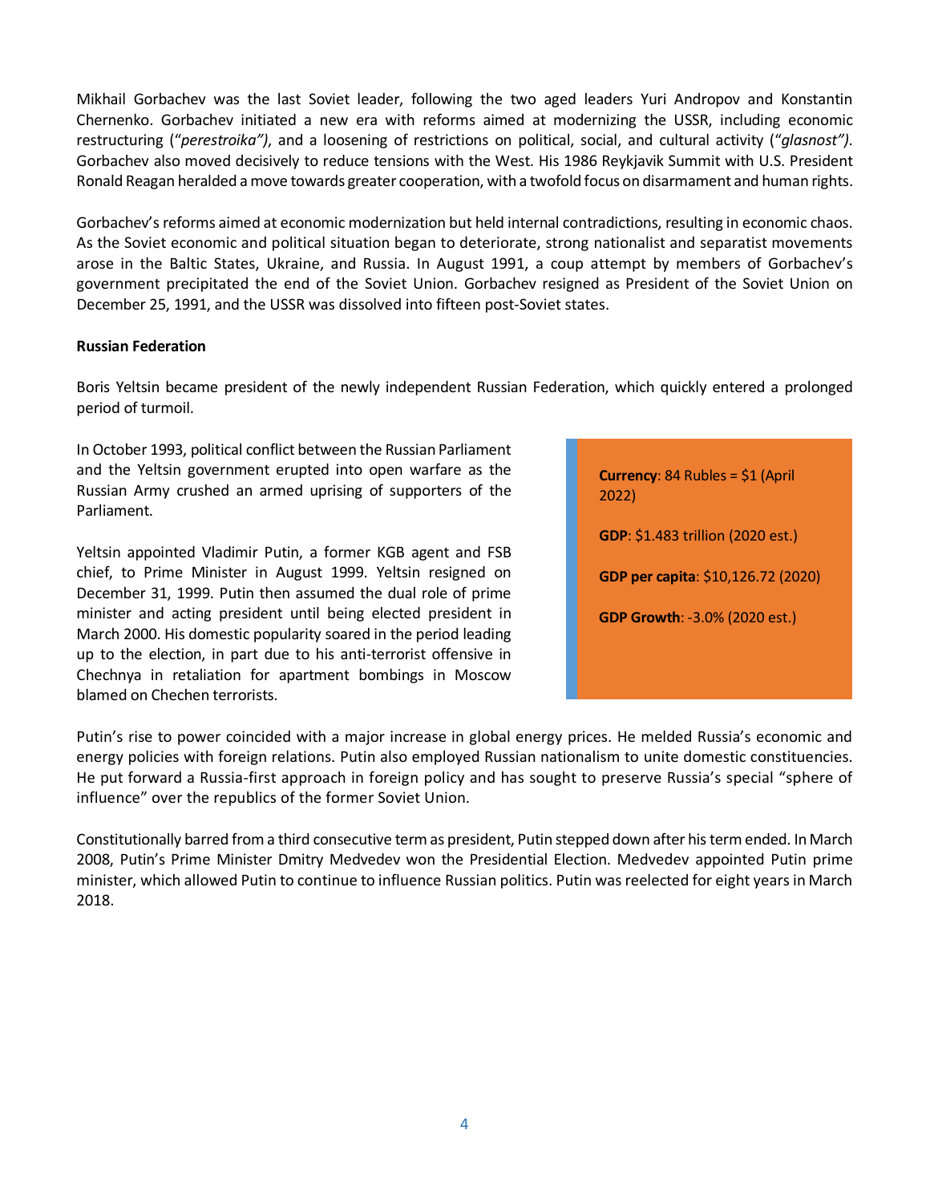Mikhail Gorbachev was the last Soviet leader, following the two aged leaders Yuri Andropov and Konstantin Chernenko. Gorbachev initiated a new era with reforms aimed at modernizing the USSR, including economic restructuring (“*perestroika”)*, and a loosening of restrictions on political, social, and cultural activity (“*glasnost”).* Gorbachev also moved decisively to reduce tensions with the West. His 1986 Reykjavik Summit with U.S. President Ronald Reagan heralded a move towards greater cooperation, with a twofold focus on disarmament and human rights.

Gorbachev’s reforms aimed at economic modernization but held internal contradictions, resulting in economic chaos. As the Soviet economic and political situation began to deteriorate, strong nationalist and separatist movements arose in the Baltic States, Ukraine, and Russia. In August 1991, a coup attempt by members of Gorbachev’s government precipitated the end of the Soviet Union. Gorbachev resigned as President of the Soviet Union on December 25, 1991, and the USSR was dissolved into fifteen post-Soviet states.

**Russian Federation**

Boris Yeltsin became president of the newly independent Russian Federation, which quickly entered a prolonged period of turmoil.

In October 1993, political conflict between the Russian Parliament and the Yeltsin government erupted into open warfare as the Russian Army crushed an armed uprising of supporters of the Parliament.

Yeltsin appointed Vladimir Putin, a former KGB agent and FSB chief, to Prime Minister in August 1999. Yeltsin resigned on December 31, 1999. Putin then assumed the dual role of prime minister and acting president until being elected president in March 2000. His domestic popularity soared in the period leading up to the election, in part due to his anti-terrorist offensive in Chechnya in retaliation for apartment bombings in Moscow blamed on Chechen terrorists.

**Currency**: 84 Rubles = $1 (April 2022)

**GDP**: $1.483 trillion (2020 est.)

**GDP per capita**: $10,126.72 (2020)

**GDP Growth**: -3.0% (2020 est.)

Putin’s rise to power coincided with a major increase in global energy prices. He melded Russia’s economic and energy policies with foreign relations. Putin also employed Russian nationalism to unite domestic constituencies. He put forward a Russia-first approach in foreign policy and has sought to preserve Russia’s special “sphere of influence” over the republics of the former Soviet Union.

Constitutionally barred from a third consecutive term as president, Putin stepped down after his term ended. In March 2008, Putin’s Prime Minister Dmitry Medvedev won the Presidential Election. Medvedev appointed Putin prime minister, which allowed Putin to continue to influence Russian politics. Putin was reelected for eight years in March 2018.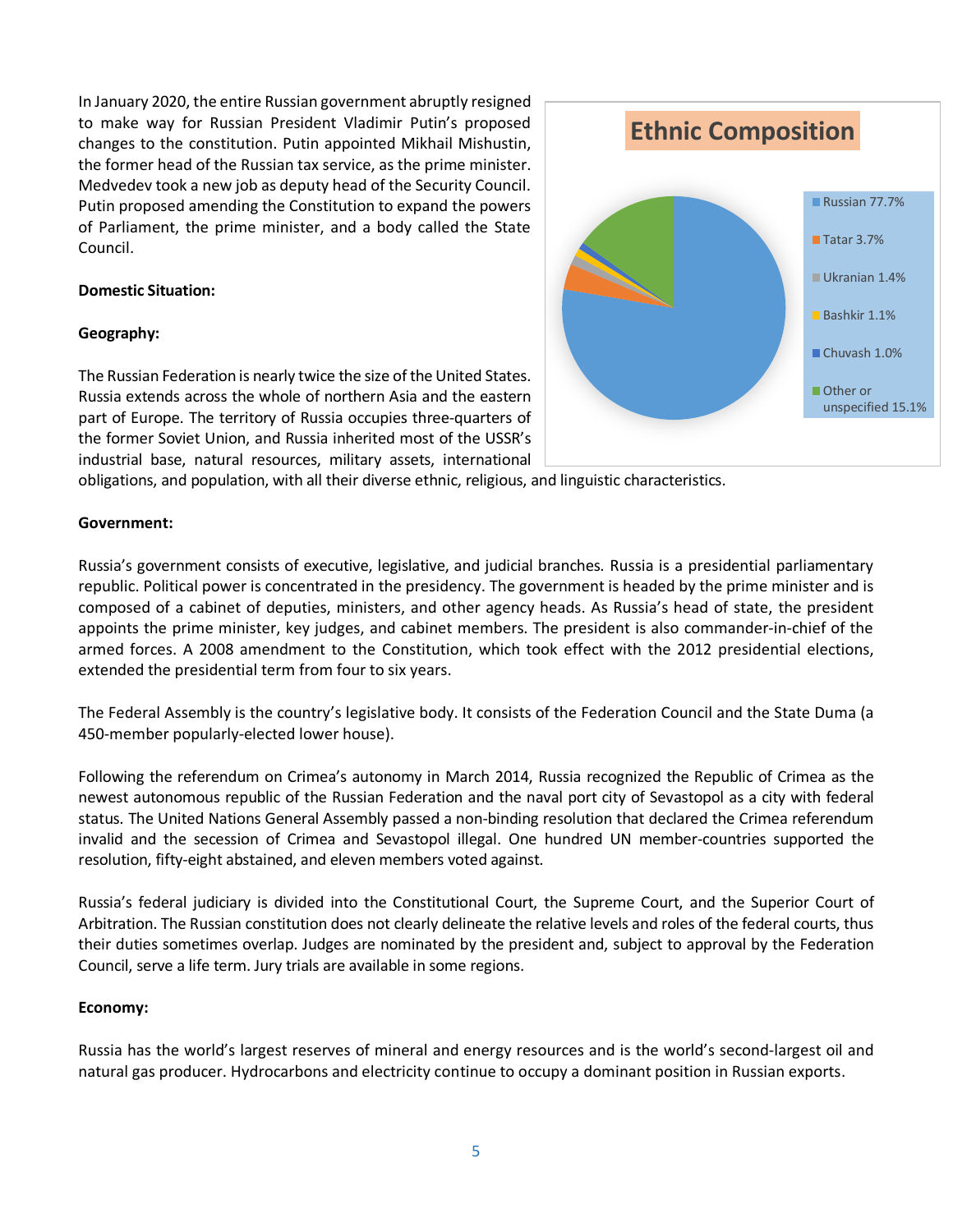In January 2020, the entire Russian government abruptly resigned to make way for Russian President Vladimir Putin's proposed changes to the constitution. Putin appointed Mikhail Mishustin, the former head of the Russian tax service, as the prime minister. Medvedev took a new job as deputy head of the Security Council. Putin proposed amending the Constitution to expand the powers of Parliament, the prime minister, and a body called the State Council.

**Ethnic Composition**

- Russian 77.7%
- Tatar 3.7%
- Ukranian 1.4%
- Bashkir 1.1%
- Chuvash 1.0%
- Other or unspecified 15.1%

**Domestic Situation:**

**Geography:**

The Russian Federation is nearly twice the size of the United States. Russia extends across the whole of northern Asia and the eastern part of Europe. The territory of Russia occupies three-quarters of the former Soviet Union, and Russia inherited most of the USSR's industrial base, natural resources, military assets, international obligations, and population, with all their diverse ethnic, religious, and linguistic characteristics.

**Government:**

Russia's government consists of executive, legislative, and judicial branches. Russia is a presidential parliamentary republic. Political power is concentrated in the presidency. The government is headed by the prime minister and is composed of a cabinet of deputies, ministers, and other agency heads. As Russia's head of state, the president appoints the prime minister, key judges, and cabinet members. The president is also commander-in-chief of the armed forces. A 2008 amendment to the Constitution, which took effect with the 2012 presidential elections, extended the presidential term from four to six years.

The Federal Assembly is the country's legislative body. It consists of the Federation Council and the State Duma (a 450-member popularly-elected lower house).

Following the referendum on Crimea's autonomy in March 2014, Russia recognized the Republic of Crimea as the newest autonomous republic of the Russian Federation and the naval port city of Sevastopol as a city with federal status. The United Nations General Assembly passed a non-binding resolution that declared the Crimea referendum invalid and the secession of Crimea and Sevastopol illegal. One hundred UN member-countries supported the resolution, fifty-eight abstained, and eleven members voted against.

Russia's federal judiciary is divided into the Constitutional Court, the Supreme Court, and the Superior Court of Arbitration. The Russian constitution does not clearly delineate the relative levels and roles of the federal courts, thus their duties sometimes overlap. Judges are nominated by the president and, subject to approval by the Federation Council, serve a life term. Jury trials are available in some regions.

**Economy:**

Russia has the world's largest reserves of mineral and energy resources and is the world's second-largest oil and natural gas producer. Hydrocarbons and electricity continue to occupy a dominant position in Russian exports.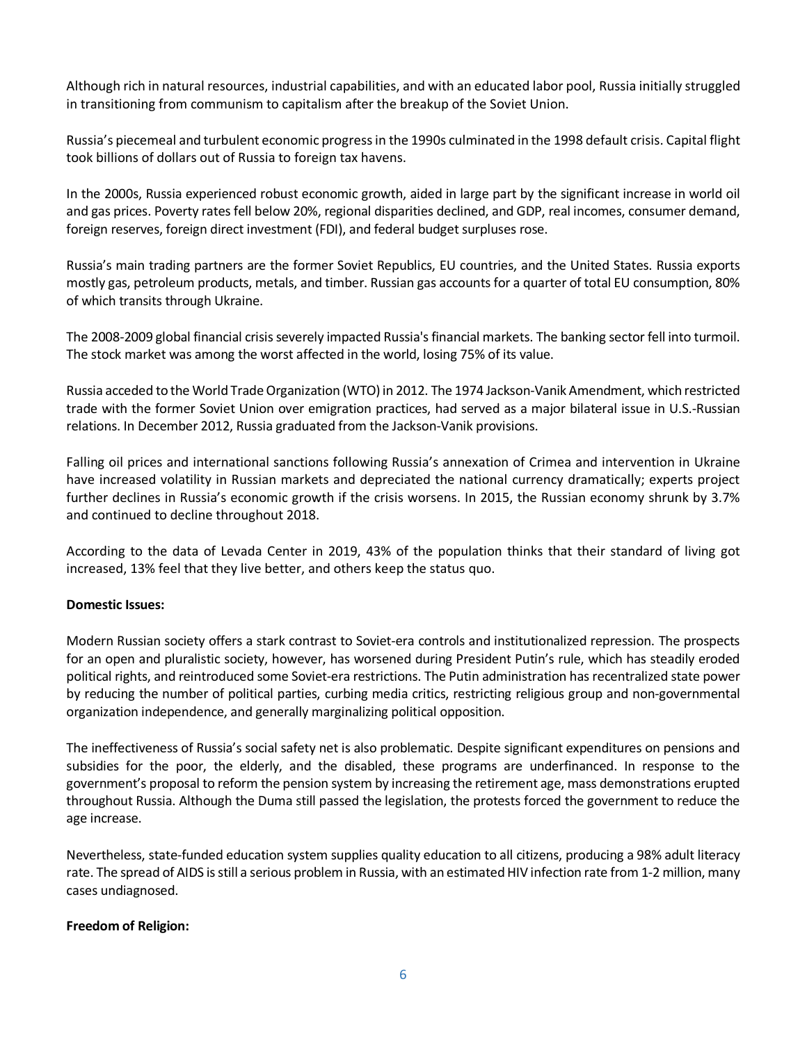Although rich in natural resources, industrial capabilities, and with an educated labor pool, Russia initially struggled in transitioning from communism to capitalism after the breakup of the Soviet Union.

Russia's piecemeal and turbulent economic progress in the 1990s culminated in the 1998 default crisis. Capital flight took billions of dollars out of Russia to foreign tax havens.

In the 2000s, Russia experienced robust economic growth, aided in large part by the significant increase in world oil and gas prices. Poverty rates fell below 20%, regional disparities declined, and GDP, real incomes, consumer demand, foreign reserves, foreign direct investment (FDI), and federal budget surpluses rose.

Russia's main trading partners are the former Soviet Republics, EU countries, and the United States. Russia exports mostly gas, petroleum products, metals, and timber. Russian gas accounts for a quarter of total EU consumption, 80% of which transits through Ukraine.

The 2008-2009 global financial crisis severely impacted Russia's financial markets. The banking sector fell into turmoil. The stock market was among the worst affected in the world, losing 75% of its value.

Russia acceded to the World Trade Organization (WTO) in 2012. The 1974 Jackson-Vanik Amendment, which restricted trade with the former Soviet Union over emigration practices, had served as a major bilateral issue in U.S.-Russian relations. In December 2012, Russia graduated from the Jackson-Vanik provisions.

Falling oil prices and international sanctions following Russia's annexation of Crimea and intervention in Ukraine have increased volatility in Russian markets and depreciated the national currency dramatically; experts project further declines in Russia's economic growth if the crisis worsens. In 2015, the Russian economy shrunk by 3.7% and continued to decline throughout 2018.

According to the data of Levada Center in 2019, 43% of the population thinks that their standard of living got increased, 13% feel that they live better, and others keep the status quo.

**Domestic Issues:**

Modern Russian society offers a stark contrast to Soviet-era controls and institutionalized repression. The prospects for an open and pluralistic society, however, has worsened during President Putin's rule, which has steadily eroded political rights, and reintroduced some Soviet-era restrictions. The Putin administration has recentralized state power by reducing the number of political parties, curbing media critics, restricting religious group and non-governmental organization independence, and generally marginalizing political opposition.

The ineffectiveness of Russia's social safety net is also problematic. Despite significant expenditures on pensions and subsidies for the poor, the elderly, and the disabled, these programs are underfinanced. In response to the government's proposal to reform the pension system by increasing the retirement age, mass demonstrations erupted throughout Russia. Although the Duma still passed the legislation, the protests forced the government to reduce the age increase.

Nevertheless, state-funded education system supplies quality education to all citizens, producing a 98% adult literacy rate. The spread of AIDS is still a serious problem in Russia, with an estimated HIV infection rate from 1-2 million, many cases undiagnosed.

**Freedom of Religion:**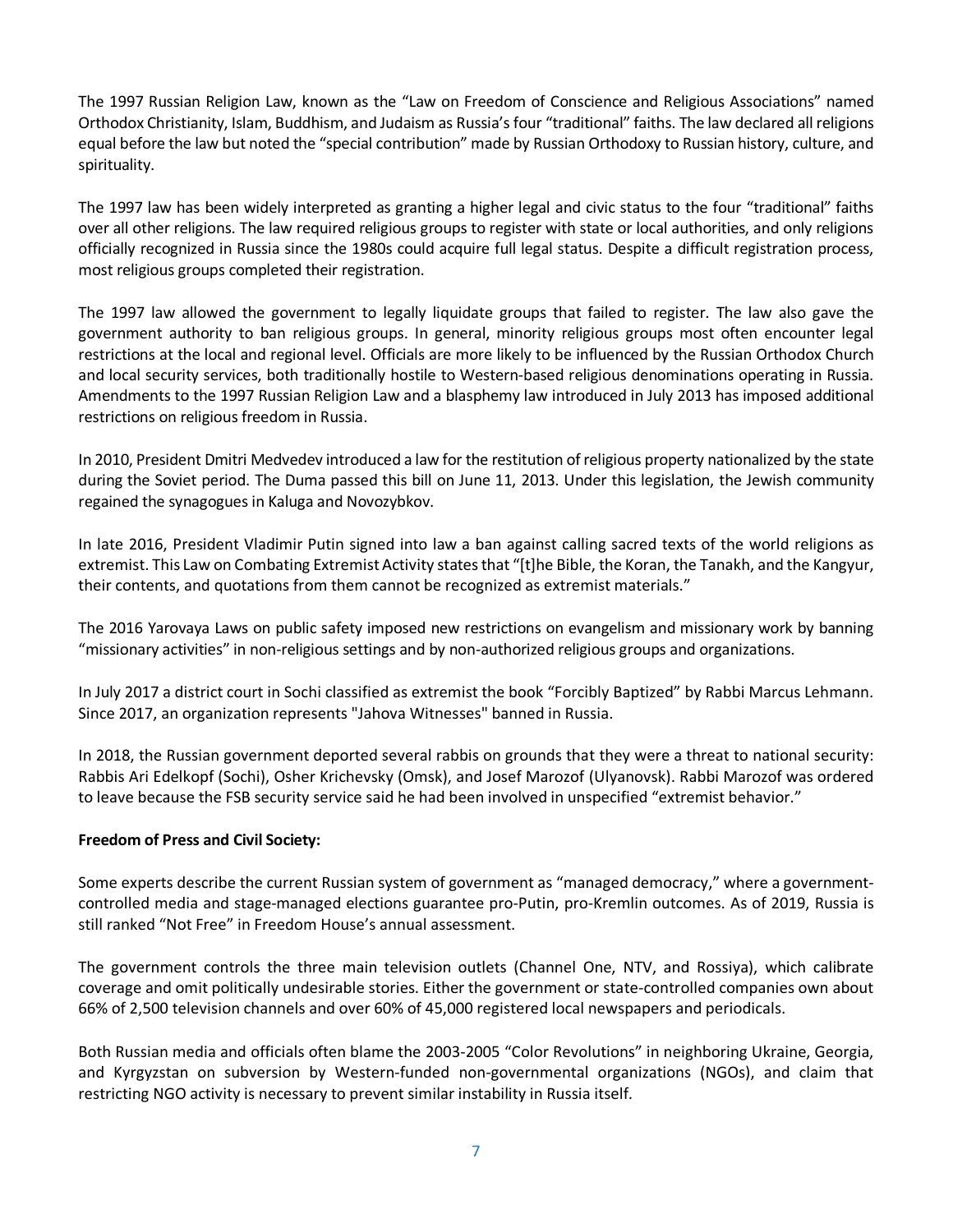The 1997 Russian Religion Law, known as the "Law on Freedom of Conscience and Religious Associations" named Orthodox Christianity, Islam, Buddhism, and Judaism as Russia's four "traditional" faiths. The law declared all religions equal before the law but noted the "special contribution" made by Russian Orthodoxy to Russian history, culture, and spirituality.

The 1997 law has been widely interpreted as granting a higher legal and civic status to the four "traditional" faiths over all other religions. The law required religious groups to register with state or local authorities, and only religions officially recognized in Russia since the 1980s could acquire full legal status. Despite a difficult registration process, most religious groups completed their registration.

The 1997 law allowed the government to legally liquidate groups that failed to register. The law also gave the government authority to ban religious groups. In general, minority religious groups most often encounter legal restrictions at the local and regional level. Officials are more likely to be influenced by the Russian Orthodox Church and local security services, both traditionally hostile to Western-based religious denominations operating in Russia. Amendments to the 1997 Russian Religion Law and a blasphemy law introduced in July 2013 has imposed additional restrictions on religious freedom in Russia.

In 2010, President Dmitri Medvedev introduced a law for the restitution of religious property nationalized by the state during the Soviet period. The Duma passed this bill on June 11, 2013. Under this legislation, the Jewish community regained the synagogues in Kaluga and Novozybkov.

In late 2016, President Vladimir Putin signed into law a ban against calling sacred texts of the world religions as extremist. This Law on Combating Extremist Activity states that "[t]he Bible, the Koran, the Tanakh, and the Kangyur, their contents, and quotations from them cannot be recognized as extremist materials."

The 2016 Yarovaya Laws on public safety imposed new restrictions on evangelism and missionary work by banning "missionary activities" in non-religious settings and by non-authorized religious groups and organizations.

In July 2017 a district court in Sochi classified as extremist the book "Forcibly Baptized" by Rabbi Marcus Lehmann. Since 2017, an organization represents "Jahova Witnesses" banned in Russia.

In 2018, the Russian government deported several rabbis on grounds that they were a threat to national security: Rabbis Ari Edelkopf (Sochi), Osher Krichevsky (Omsk), and Josef Marozof (Ulyanovsk). Rabbi Marozof was ordered to leave because the FSB security service said he had been involved in unspecified "extremist behavior."

**Freedom of Press and Civil Society:**

Some experts describe the current Russian system of government as "managed democracy," where a government-controlled media and stage-managed elections guarantee pro-Putin, pro-Kremlin outcomes. As of 2019, Russia is still ranked "Not Free" in Freedom House's annual assessment.

The government controls the three main television outlets (Channel One, NTV, and Rossiya), which calibrate coverage and omit politically undesirable stories. Either the government or state-controlled companies own about 66% of 2,500 television channels and over 60% of 45,000 registered local newspapers and periodicals.

Both Russian media and officials often blame the 2003-2005 "Color Revolutions" in neighboring Ukraine, Georgia, and Kyrgyzstan on subversion by Western-funded non-governmental organizations (NGOs), and claim that restricting NGO activity is necessary to prevent similar instability in Russia itself.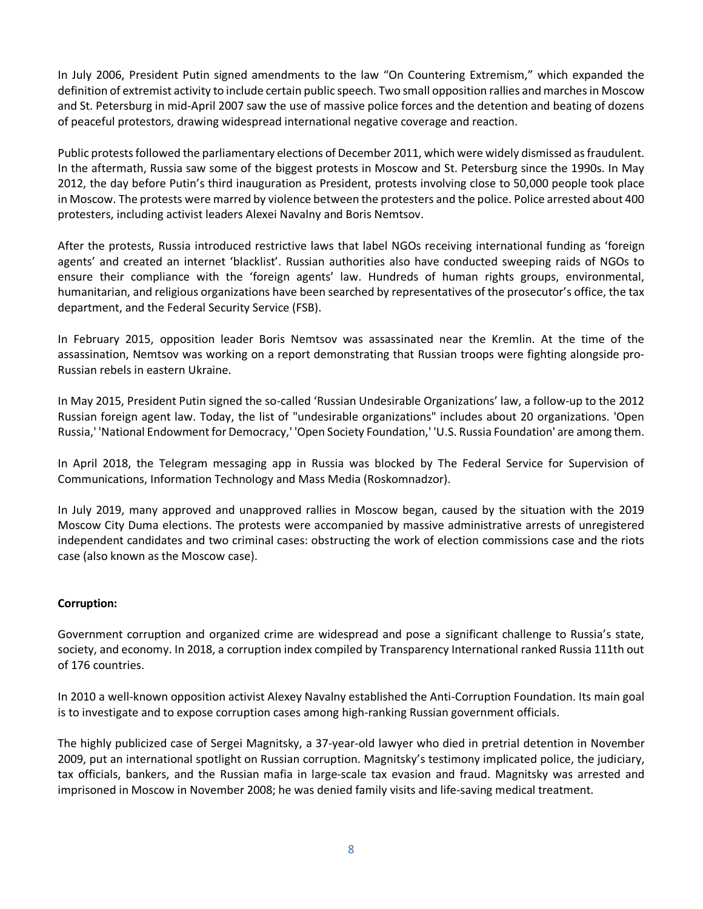In July 2006, President Putin signed amendments to the law "On Countering Extremism," which expanded the definition of extremist activity to include certain public speech. Two small opposition rallies and marches in Moscow and St. Petersburg in mid-April 2007 saw the use of massive police forces and the detention and beating of dozens of peaceful protestors, drawing widespread international negative coverage and reaction.

Public protests followed the parliamentary elections of December 2011, which were widely dismissed as fraudulent. In the aftermath, Russia saw some of the biggest protests in Moscow and St. Petersburg since the 1990s. In May 2012, the day before Putin's third inauguration as President, protests involving close to 50,000 people took place in Moscow. The protests were marred by violence between the protesters and the police. Police arrested about 400 protesters, including activist leaders Alexei Navalny and Boris Nemtsov.

After the protests, Russia introduced restrictive laws that label NGOs receiving international funding as 'foreign agents' and created an internet 'blacklist'. Russian authorities also have conducted sweeping raids of NGOs to ensure their compliance with the 'foreign agents' law. Hundreds of human rights groups, environmental, humanitarian, and religious organizations have been searched by representatives of the prosecutor's office, the tax department, and the Federal Security Service (FSB).

In February 2015, opposition leader Boris Nemtsov was assassinated near the Kremlin. At the time of the assassination, Nemtsov was working on a report demonstrating that Russian troops were fighting alongside pro-Russian rebels in eastern Ukraine.

In May 2015, President Putin signed the so-called 'Russian Undesirable Organizations' law, a follow-up to the 2012 Russian foreign agent law. Today, the list of "undesirable organizations" includes about 20 organizations. 'Open Russia,' 'National Endowment for Democracy,' 'Open Society Foundation,' 'U.S. Russia Foundation' are among them.

In April 2018, the Telegram messaging app in Russia was blocked by The Federal Service for Supervision of Communications, Information Technology and Mass Media (Roskomnadzor).

In July 2019, many approved and unapproved rallies in Moscow began, caused by the situation with the 2019 Moscow City Duma elections. The protests were accompanied by massive administrative arrests of unregistered independent candidates and two criminal cases: obstructing the work of election commissions case and the riots case (also known as the Moscow case).

**Corruption:**

Government corruption and organized crime are widespread and pose a significant challenge to Russia's state, society, and economy. In 2018, a corruption index compiled by Transparency International ranked Russia 111th out of 176 countries.

In 2010 a well-known opposition activist Alexey Navalny established the Anti-Corruption Foundation. Its main goal is to investigate and to expose corruption cases among high-ranking Russian government officials.

The highly publicized case of Sergei Magnitsky, a 37-year-old lawyer who died in pretrial detention in November 2009, put an international spotlight on Russian corruption. Magnitsky's testimony implicated police, the judiciary, tax officials, bankers, and the Russian mafia in large-scale tax evasion and fraud. Magnitsky was arrested and imprisoned in Moscow in November 2008; he was denied family visits and life-saving medical treatment.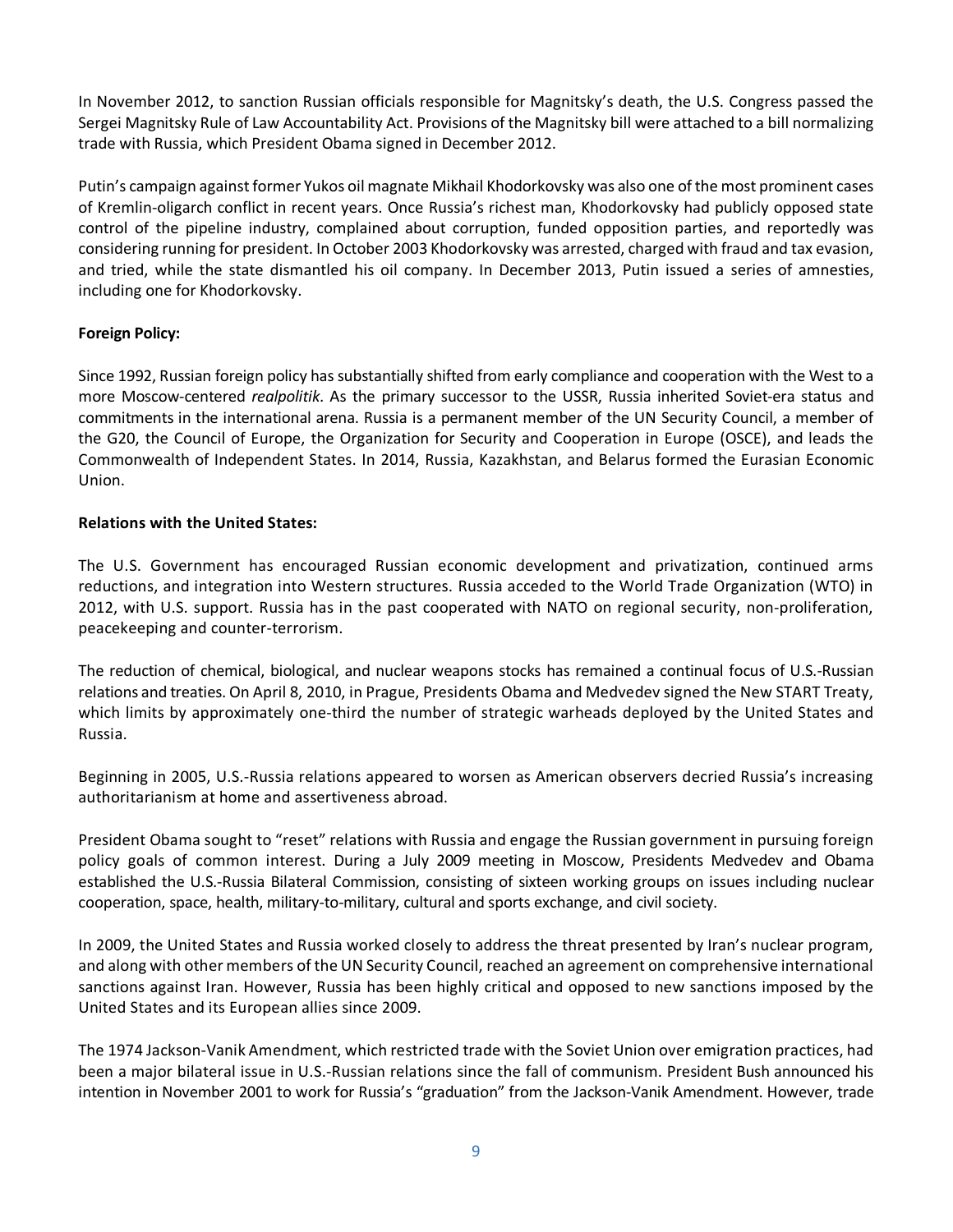In November 2012, to sanction Russian officials responsible for Magnitsky's death, the U.S. Congress passed the Sergei Magnitsky Rule of Law Accountability Act. Provisions of the Magnitsky bill were attached to a bill normalizing trade with Russia, which President Obama signed in December 2012.

Putin's campaign against former Yukos oil magnate Mikhail Khodorkovsky was also one of the most prominent cases of Kremlin-oligarch conflict in recent years. Once Russia's richest man, Khodorkovsky had publicly opposed state control of the pipeline industry, complained about corruption, funded opposition parties, and reportedly was considering running for president. In October 2003 Khodorkovsky was arrested, charged with fraud and tax evasion, and tried, while the state dismantled his oil company. In December 2013, Putin issued a series of amnesties, including one for Khodorkovsky.

**Foreign Policy:**

Since 1992, Russian foreign policy has substantially shifted from early compliance and cooperation with the West to a more Moscow-centered *realpolitik*. As the primary successor to the USSR, Russia inherited Soviet-era status and commitments in the international arena. Russia is a permanent member of the UN Security Council, a member of the G20, the Council of Europe, the Organization for Security and Cooperation in Europe (OSCE), and leads the Commonwealth of Independent States. In 2014, Russia, Kazakhstan, and Belarus formed the Eurasian Economic Union.

**Relations with the United States:**

The U.S. Government has encouraged Russian economic development and privatization, continued arms reductions, and integration into Western structures. Russia acceded to the World Trade Organization (WTO) in 2012, with U.S. support. Russia has in the past cooperated with NATO on regional security, non-proliferation, peacekeeping and counter-terrorism.

The reduction of chemical, biological, and nuclear weapons stocks has remained a continual focus of U.S.-Russian relations and treaties. On April 8, 2010, in Prague, Presidents Obama and Medvedev signed the New START Treaty, which limits by approximately one-third the number of strategic warheads deployed by the United States and Russia.

Beginning in 2005, U.S.-Russia relations appeared to worsen as American observers decried Russia's increasing authoritarianism at home and assertiveness abroad.

President Obama sought to "reset" relations with Russia and engage the Russian government in pursuing foreign policy goals of common interest. During a July 2009 meeting in Moscow, Presidents Medvedev and Obama established the U.S.-Russia Bilateral Commission, consisting of sixteen working groups on issues including nuclear cooperation, space, health, military-to-military, cultural and sports exchange, and civil society.

In 2009, the United States and Russia worked closely to address the threat presented by Iran's nuclear program, and along with other members of the UN Security Council, reached an agreement on comprehensive international sanctions against Iran. However, Russia has been highly critical and opposed to new sanctions imposed by the United States and its European allies since 2009.

The 1974 Jackson-Vanik Amendment, which restricted trade with the Soviet Union over emigration practices, had been a major bilateral issue in U.S.-Russian relations since the fall of communism. President Bush announced his intention in November 2001 to work for Russia's "graduation" from the Jackson-Vanik Amendment. However, trade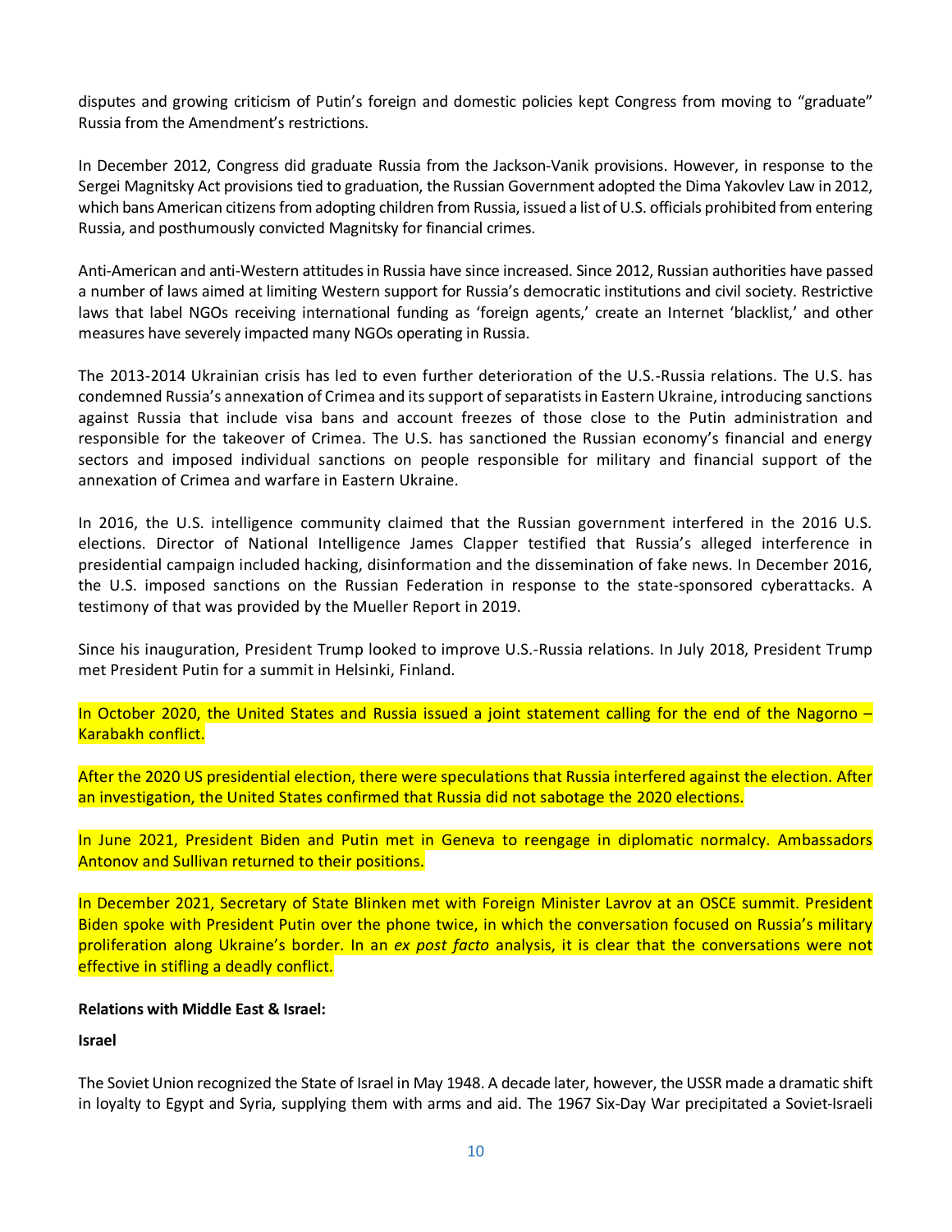disputes and growing criticism of Putin's foreign and domestic policies kept Congress from moving to "graduate" Russia from the Amendment's restrictions.

In December 2012, Congress did graduate Russia from the Jackson-Vanik provisions. However, in response to the Sergei Magnitsky Act provisions tied to graduation, the Russian Government adopted the Dima Yakovlev Law in 2012, which bans American citizens from adopting children from Russia, issued a list of U.S. officials prohibited from entering Russia, and posthumously convicted Magnitsky for financial crimes.

Anti-American and anti-Western attitudes in Russia have since increased. Since 2012, Russian authorities have passed a number of laws aimed at limiting Western support for Russia's democratic institutions and civil society. Restrictive laws that label NGOs receiving international funding as 'foreign agents,' create an Internet 'blacklist,' and other measures have severely impacted many NGOs operating in Russia.

The 2013-2014 Ukrainian crisis has led to even further deterioration of the U.S.-Russia relations. The U.S. has condemned Russia's annexation of Crimea and its support of separatists in Eastern Ukraine, introducing sanctions against Russia that include visa bans and account freezes of those close to the Putin administration and responsible for the takeover of Crimea. The U.S. has sanctioned the Russian economy's financial and energy sectors and imposed individual sanctions on people responsible for military and financial support of the annexation of Crimea and warfare in Eastern Ukraine.

In 2016, the U.S. intelligence community claimed that the Russian government interfered in the 2016 U.S. elections. Director of National Intelligence James Clapper testified that Russia's alleged interference in presidential campaign included hacking, disinformation and the dissemination of fake news. In December 2016, the U.S. imposed sanctions on the Russian Federation in response to the state-sponsored cyberattacks. A testimony of that was provided by the Mueller Report in 2019.

Since his inauguration, President Trump looked to improve U.S.-Russia relations. In July 2018, President Trump met President Putin for a summit in Helsinki, Finland.

In October 2020, the United States and Russia issued a joint statement calling for the end of the Nagorno – Karabakh conflict.

After the 2020 US presidential election, there were speculations that Russia interfered against the election. After an investigation, the United States confirmed that Russia did not sabotage the 2020 elections.

In June 2021, President Biden and Putin met in Geneva to reengage in diplomatic normalcy. Ambassadors Antonov and Sullivan returned to their positions.

In December 2021, Secretary of State Blinken met with Foreign Minister Lavrov at an OSCE summit. President Biden spoke with President Putin over the phone twice, in which the conversation focused on Russia's military proliferation along Ukraine's border. In an *ex post facto* analysis, it is clear that the conversations were not effective in stifling a deadly conflict.

**Relations with Middle East & Israel:**

**Israel**

The Soviet Union recognized the State of Israel in May 1948. A decade later, however, the USSR made a dramatic shift in loyalty to Egypt and Syria, supplying them with arms and aid. The 1967 Six-Day War precipitated a Soviet-Israeli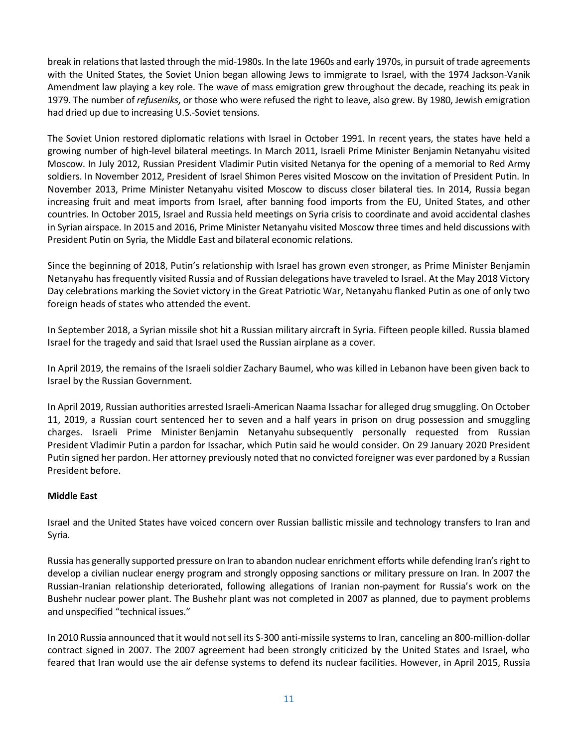break in relations that lasted through the mid-1980s. In the late 1960s and early 1970s, in pursuit of trade agreements with the United States, the Soviet Union began allowing Jews to immigrate to Israel, with the 1974 Jackson-Vanik Amendment law playing a key role. The wave of mass emigration grew throughout the decade, reaching its peak in 1979. The number of *refuseniks*, or those who were refused the right to leave, also grew. By 1980, Jewish emigration had dried up due to increasing U.S.-Soviet tensions.

The Soviet Union restored diplomatic relations with Israel in October 1991. In recent years, the states have held a growing number of high-level bilateral meetings. In March 2011, Israeli Prime Minister Benjamin Netanyahu visited Moscow. In July 2012, Russian President Vladimir Putin visited Netanya for the opening of a memorial to Red Army soldiers. In November 2012, President of Israel Shimon Peres visited Moscow on the invitation of President Putin. In November 2013, Prime Minister Netanyahu visited Moscow to discuss closer bilateral ties. In 2014, Russia began increasing fruit and meat imports from Israel, after banning food imports from the EU, United States, and other countries. In October 2015, Israel and Russia held meetings on Syria crisis to coordinate and avoid accidental clashes in Syrian airspace. In 2015 and 2016, Prime Minister Netanyahu visited Moscow three times and held discussions with President Putin on Syria, the Middle East and bilateral economic relations.

Since the beginning of 2018, Putin's relationship with Israel has grown even stronger, as Prime Minister Benjamin Netanyahu has frequently visited Russia and of Russian delegations have traveled to Israel. At the May 2018 Victory Day celebrations marking the Soviet victory in the Great Patriotic War, Netanyahu flanked Putin as one of only two foreign heads of states who attended the event.

In September 2018, a Syrian missile shot hit a Russian military aircraft in Syria. Fifteen people killed. Russia blamed Israel for the tragedy and said that Israel used the Russian airplane as a cover.

In April 2019, the remains of the Israeli soldier Zachary Baumel, who was killed in Lebanon have been given back to Israel by the Russian Government.

In April 2019, Russian authorities arrested Israeli-American Naama Issachar for alleged drug smuggling. On October 11, 2019, a Russian court sentenced her to seven and a half years in prison on drug possession and smuggling charges. Israeli Prime Minister Benjamin Netanyahu subsequently personally requested from Russian President Vladimir Putin a pardon for Issachar, which Putin said he would consider. On 29 January 2020 President Putin signed her pardon. Her attorney previously noted that no convicted foreigner was ever pardoned by a Russian President before.

**Middle East**

Israel and the United States have voiced concern over Russian ballistic missile and technology transfers to Iran and Syria.

Russia has generally supported pressure on Iran to abandon nuclear enrichment efforts while defending Iran's right to develop a civilian nuclear energy program and strongly opposing sanctions or military pressure on Iran. In 2007 the Russian-Iranian relationship deteriorated, following allegations of Iranian non-payment for Russia's work on the Bushehr nuclear power plant. The Bushehr plant was not completed in 2007 as planned, due to payment problems and unspecified "technical issues."

In 2010 Russia announced that it would not sell its S-300 anti-missile systems to Iran, canceling an 800-million-dollar contract signed in 2007. The 2007 agreement had been strongly criticized by the United States and Israel, who feared that Iran would use the air defense systems to defend its nuclear facilities. However, in April 2015, Russia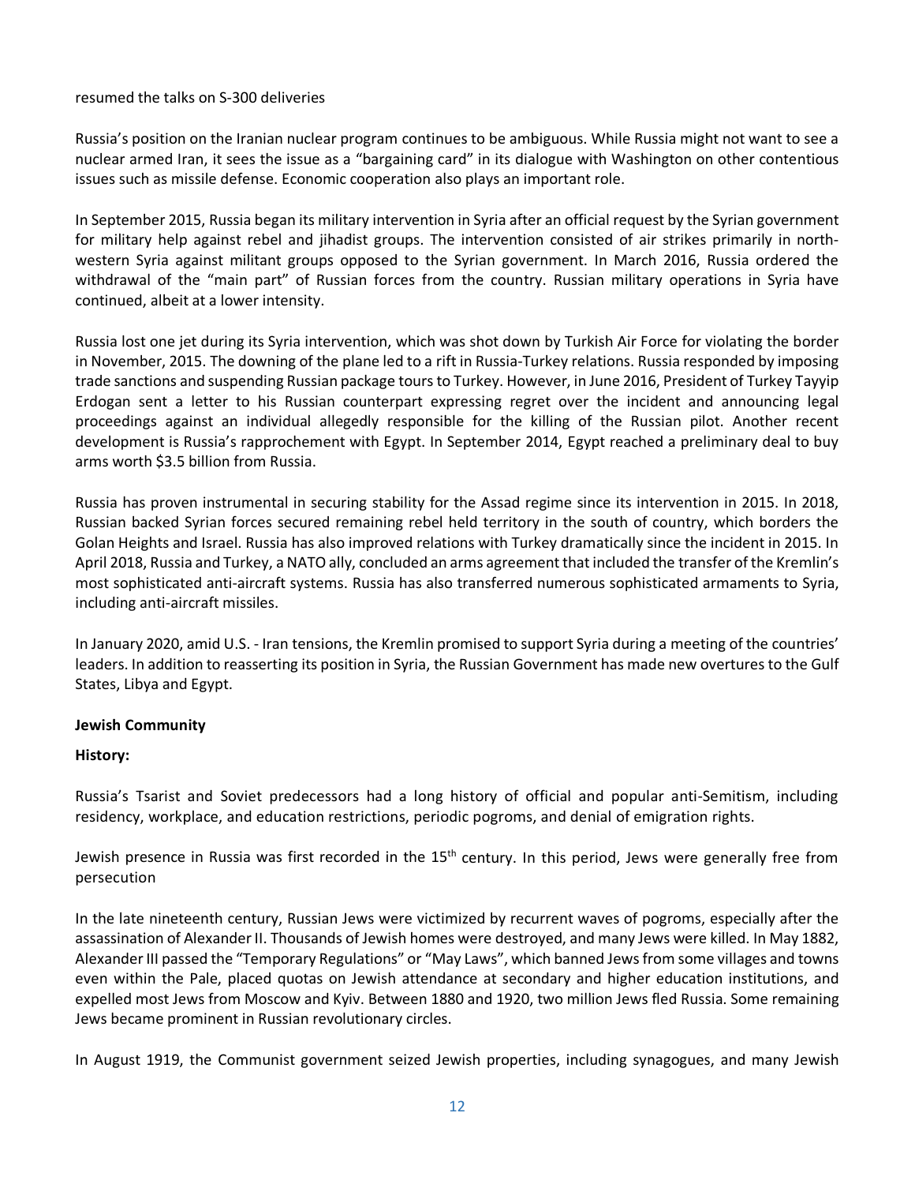resumed the talks on S-300 deliveries

Russia's position on the Iranian nuclear program continues to be ambiguous. While Russia might not want to see a nuclear armed Iran, it sees the issue as a "bargaining card" in its dialogue with Washington on other contentious issues such as missile defense. Economic cooperation also plays an important role.

In September 2015, Russia began its military intervention in Syria after an official request by the Syrian government for military help against rebel and jihadist groups. The intervention consisted of air strikes primarily in north-western Syria against militant groups opposed to the Syrian government. In March 2016, Russia ordered the withdrawal of the "main part" of Russian forces from the country. Russian military operations in Syria have continued, albeit at a lower intensity.

Russia lost one jet during its Syria intervention, which was shot down by Turkish Air Force for violating the border in November, 2015. The downing of the plane led to a rift in Russia-Turkey relations. Russia responded by imposing trade sanctions and suspending Russian package tours to Turkey. However, in June 2016, President of Turkey Tayyip Erdogan sent a letter to his Russian counterpart expressing regret over the incident and announcing legal proceedings against an individual allegedly responsible for the killing of the Russian pilot. Another recent development is Russia's rapprochement with Egypt. In September 2014, Egypt reached a preliminary deal to buy arms worth $3.5 billion from Russia.

Russia has proven instrumental in securing stability for the Assad regime since its intervention in 2015. In 2018, Russian backed Syrian forces secured remaining rebel held territory in the south of country, which borders the Golan Heights and Israel. Russia has also improved relations with Turkey dramatically since the incident in 2015. In April 2018, Russia and Turkey, a NATO ally, concluded an arms agreement that included the transfer of the Kremlin's most sophisticated anti-aircraft systems. Russia has also transferred numerous sophisticated armaments to Syria, including anti-aircraft missiles.

In January 2020, amid U.S. - Iran tensions, the Kremlin promised to support Syria during a meeting of the countries' leaders. In addition to reasserting its position in Syria, the Russian Government has made new overtures to the Gulf States, Libya and Egypt.

**Jewish Community**

**History:**

Russia's Tsarist and Soviet predecessors had a long history of official and popular anti-Semitism, including residency, workplace, and education restrictions, periodic pogroms, and denial of emigration rights.

Jewish presence in Russia was first recorded in the 15th century. In this period, Jews were generally free from persecution

In the late nineteenth century, Russian Jews were victimized by recurrent waves of pogroms, especially after the assassination of Alexander II. Thousands of Jewish homes were destroyed, and many Jews were killed. In May 1882, Alexander III passed the "Temporary Regulations" or "May Laws", which banned Jews from some villages and towns even within the Pale, placed quotas on Jewish attendance at secondary and higher education institutions, and expelled most Jews from Moscow and Kyiv. Between 1880 and 1920, two million Jews fled Russia. Some remaining Jews became prominent in Russian revolutionary circles.

In August 1919, the Communist government seized Jewish properties, including synagogues, and many Jewish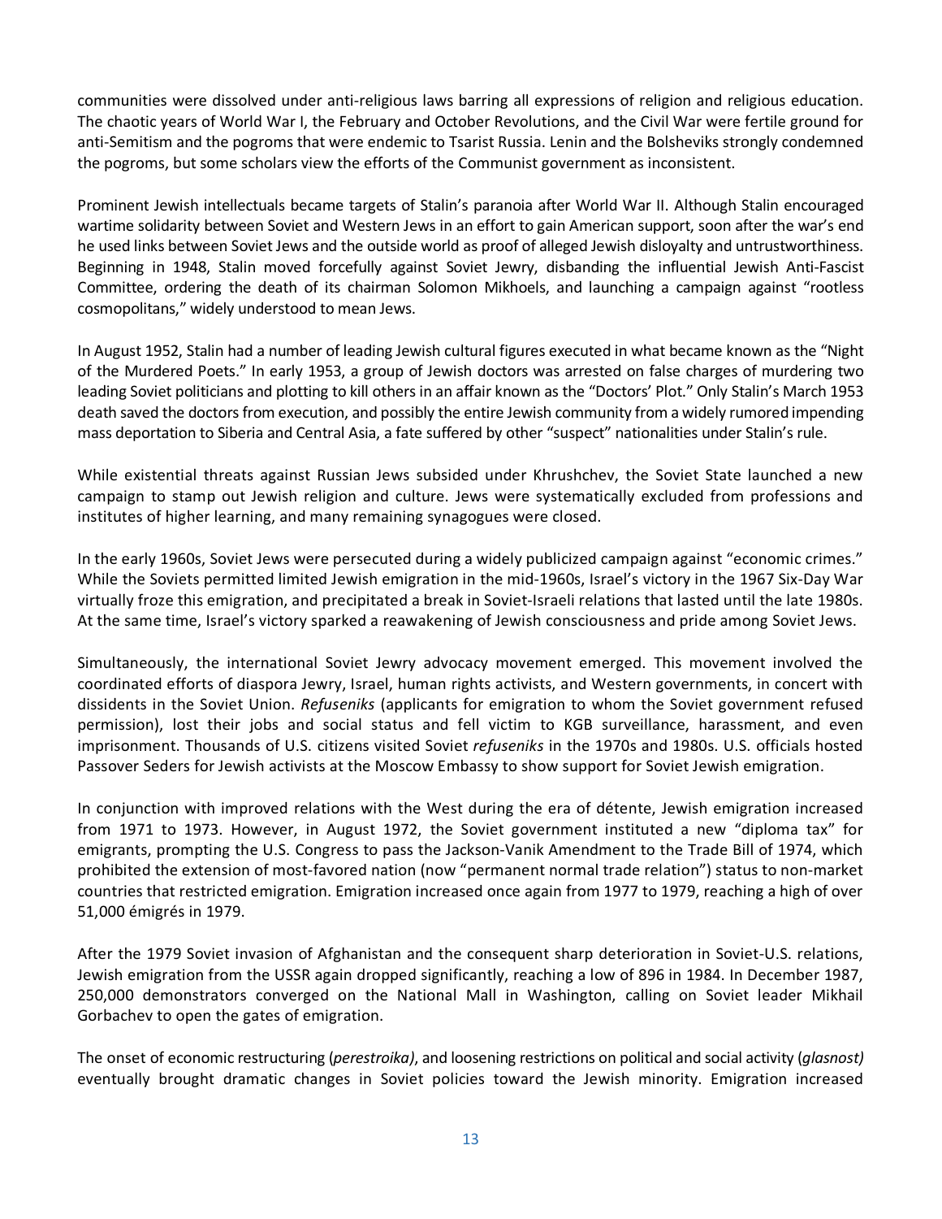communities were dissolved under anti-religious laws barring all expressions of religion and religious education. The chaotic years of World War I, the February and October Revolutions, and the Civil War were fertile ground for anti-Semitism and the pogroms that were endemic to Tsarist Russia. Lenin and the Bolsheviks strongly condemned the pogroms, but some scholars view the efforts of the Communist government as inconsistent.

Prominent Jewish intellectuals became targets of Stalin's paranoia after World War II. Although Stalin encouraged wartime solidarity between Soviet and Western Jews in an effort to gain American support, soon after the war's end he used links between Soviet Jews and the outside world as proof of alleged Jewish disloyalty and untrustworthiness. Beginning in 1948, Stalin moved forcefully against Soviet Jewry, disbanding the influential Jewish Anti-Fascist Committee, ordering the death of its chairman Solomon Mikhoels, and launching a campaign against "rootless cosmopolitans," widely understood to mean Jews.

In August 1952, Stalin had a number of leading Jewish cultural figures executed in what became known as the "Night of the Murdered Poets." In early 1953, a group of Jewish doctors was arrested on false charges of murdering two leading Soviet politicians and plotting to kill others in an affair known as the "Doctors' Plot." Only Stalin's March 1953 death saved the doctors from execution, and possibly the entire Jewish community from a widely rumored impending mass deportation to Siberia and Central Asia, a fate suffered by other "suspect" nationalities under Stalin's rule.

While existential threats against Russian Jews subsided under Khrushchev, the Soviet State launched a new campaign to stamp out Jewish religion and culture. Jews were systematically excluded from professions and institutes of higher learning, and many remaining synagogues were closed.

In the early 1960s, Soviet Jews were persecuted during a widely publicized campaign against "economic crimes." While the Soviets permitted limited Jewish emigration in the mid-1960s, Israel's victory in the 1967 Six-Day War virtually froze this emigration, and precipitated a break in Soviet-Israeli relations that lasted until the late 1980s. At the same time, Israel's victory sparked a reawakening of Jewish consciousness and pride among Soviet Jews.

Simultaneously, the international Soviet Jewry advocacy movement emerged. This movement involved the coordinated efforts of diaspora Jewry, Israel, human rights activists, and Western governments, in concert with dissidents in the Soviet Union. *Refuseniks* (applicants for emigration to whom the Soviet government refused permission), lost their jobs and social status and fell victim to KGB surveillance, harassment, and even imprisonment. Thousands of U.S. citizens visited Soviet *refuseniks* in the 1970s and 1980s. U.S. officials hosted Passover Seders for Jewish activists at the Moscow Embassy to show support for Soviet Jewish emigration.

In conjunction with improved relations with the West during the era of détente, Jewish emigration increased from 1971 to 1973. However, in August 1972, the Soviet government instituted a new "diploma tax" for emigrants, prompting the U.S. Congress to pass the Jackson-Vanik Amendment to the Trade Bill of 1974, which prohibited the extension of most-favored nation (now "permanent normal trade relation") status to non-market countries that restricted emigration. Emigration increased once again from 1977 to 1979, reaching a high of over 51,000 émigrés in 1979.

After the 1979 Soviet invasion of Afghanistan and the consequent sharp deterioration in Soviet-U.S. relations, Jewish emigration from the USSR again dropped significantly, reaching a low of 896 in 1984. In December 1987, 250,000 demonstrators converged on the National Mall in Washington, calling on Soviet leader Mikhail Gorbachev to open the gates of emigration.

The onset of economic restructuring (*perestroika)*, and loosening restrictions on political and social activity (*glasnost)* eventually brought dramatic changes in Soviet policies toward the Jewish minority. Emigration increased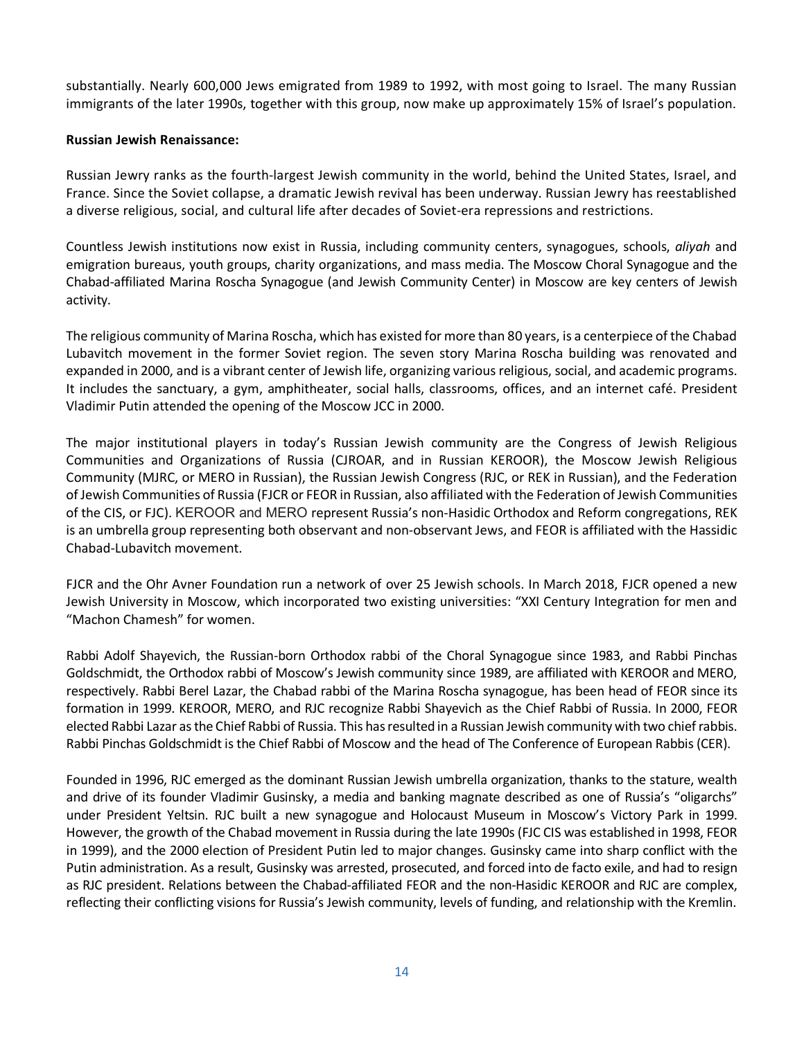substantially. Nearly 600,000 Jews emigrated from 1989 to 1992, with most going to Israel. The many Russian immigrants of the later 1990s, together with this group, now make up approximately 15% of Israel's population.

**Russian Jewish Renaissance:**

Russian Jewry ranks as the fourth-largest Jewish community in the world, behind the United States, Israel, and France. Since the Soviet collapse, a dramatic Jewish revival has been underway. Russian Jewry has reestablished a diverse religious, social, and cultural life after decades of Soviet-era repressions and restrictions.

Countless Jewish institutions now exist in Russia, including community centers, synagogues, schools, *aliyah* and emigration bureaus, youth groups, charity organizations, and mass media. The Moscow Choral Synagogue and the Chabad-affiliated Marina Roscha Synagogue (and Jewish Community Center) in Moscow are key centers of Jewish activity.

The religious community of Marina Roscha, which has existed for more than 80 years, is a centerpiece of the Chabad Lubavitch movement in the former Soviet region. The seven story Marina Roscha building was renovated and expanded in 2000, and is a vibrant center of Jewish life, organizing various religious, social, and academic programs. It includes the sanctuary, a gym, amphitheater, social halls, classrooms, offices, and an internet café. President Vladimir Putin attended the opening of the Moscow JCC in 2000.

The major institutional players in today's Russian Jewish community are the Congress of Jewish Religious Communities and Organizations of Russia (CJROAR, and in Russian KEROOR), the Moscow Jewish Religious Community (MJRC, or MERO in Russian), the Russian Jewish Congress (RJC, or REK in Russian), and the Federation of Jewish Communities of Russia (FJCR or FEOR in Russian, also affiliated with the Federation of Jewish Communities of the CIS, or FJC). KEROOR and MERO represent Russia's non-Hasidic Orthodox and Reform congregations, REK is an umbrella group representing both observant and non-observant Jews, and FEOR is affiliated with the Hassidic Chabad-Lubavitch movement.

FJCR and the Ohr Avner Foundation run a network of over 25 Jewish schools. In March 2018, FJCR opened a new Jewish University in Moscow, which incorporated two existing universities: "XXI Century Integration for men and "Machon Chamesh" for women.

Rabbi Adolf Shayevich, the Russian-born Orthodox rabbi of the Choral Synagogue since 1983, and Rabbi Pinchas Goldschmidt, the Orthodox rabbi of Moscow's Jewish community since 1989, are affiliated with KEROOR and MERO, respectively. Rabbi Berel Lazar, the Chabad rabbi of the Marina Roscha synagogue, has been head of FEOR since its formation in 1999. KEROOR, MERO, and RJC recognize Rabbi Shayevich as the Chief Rabbi of Russia. In 2000, FEOR elected Rabbi Lazar as the Chief Rabbi of Russia. This has resulted in a Russian Jewish community with two chief rabbis. Rabbi Pinchas Goldschmidt is the Chief Rabbi of Moscow and the head of The Conference of European Rabbis (CER).

Founded in 1996, RJC emerged as the dominant Russian Jewish umbrella organization, thanks to the stature, wealth and drive of its founder Vladimir Gusinsky, a media and banking magnate described as one of Russia's "oligarchs" under President Yeltsin. RJC built a new synagogue and Holocaust Museum in Moscow's Victory Park in 1999. However, the growth of the Chabad movement in Russia during the late 1990s (FJC CIS was established in 1998, FEOR in 1999), and the 2000 election of President Putin led to major changes. Gusinsky came into sharp conflict with the Putin administration. As a result, Gusinsky was arrested, prosecuted, and forced into de facto exile, and had to resign as RJC president. Relations between the Chabad-affiliated FEOR and the non-Hasidic KEROOR and RJC are complex, reflecting their conflicting visions for Russia's Jewish community, levels of funding, and relationship with the Kremlin.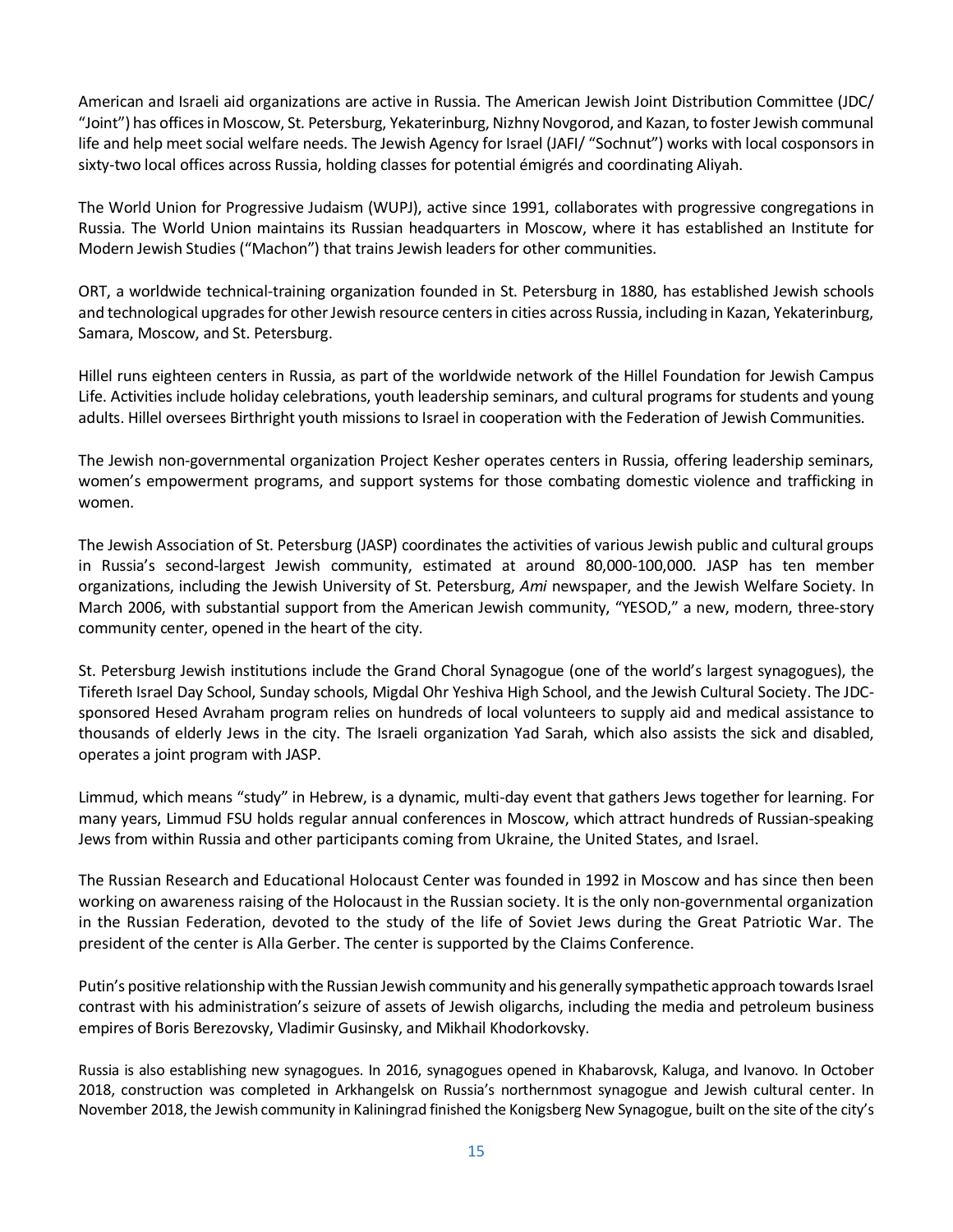American and Israeli aid organizations are active in Russia. The American Jewish Joint Distribution Committee (JDC/ "Joint") has offices in Moscow, St. Petersburg, Yekaterinburg, Nizhny Novgorod, and Kazan, to foster Jewish communal life and help meet social welfare needs. The Jewish Agency for Israel (JAFI/ "Sochnut") works with local cosponsors in sixty-two local offices across Russia, holding classes for potential émigrés and coordinating Aliyah.

The World Union for Progressive Judaism (WUPJ), active since 1991, collaborates with progressive congregations in Russia. The World Union maintains its Russian headquarters in Moscow, where it has established an Institute for Modern Jewish Studies ("Machon") that trains Jewish leaders for other communities.

ORT, a worldwide technical-training organization founded in St. Petersburg in 1880, has established Jewish schools and technological upgrades for other Jewish resource centers in cities across Russia, including in Kazan, Yekaterinburg, Samara, Moscow, and St. Petersburg.

Hillel runs eighteen centers in Russia, as part of the worldwide network of the Hillel Foundation for Jewish Campus Life. Activities include holiday celebrations, youth leadership seminars, and cultural programs for students and young adults. Hillel oversees Birthright youth missions to Israel in cooperation with the Federation of Jewish Communities.

The Jewish non-governmental organization Project Kesher operates centers in Russia, offering leadership seminars, women's empowerment programs, and support systems for those combating domestic violence and trafficking in women.

The Jewish Association of St. Petersburg (JASP) coordinates the activities of various Jewish public and cultural groups in Russia's second-largest Jewish community, estimated at around 80,000-100,000. JASP has ten member organizations, including the Jewish University of St. Petersburg, *Ami* newspaper, and the Jewish Welfare Society. In March 2006, with substantial support from the American Jewish community, "YESOD," a new, modern, three-story community center, opened in the heart of the city.

St. Petersburg Jewish institutions include the Grand Choral Synagogue (one of the world's largest synagogues), the Tifereth Israel Day School, Sunday schools, Migdal Ohr Yeshiva High School, and the Jewish Cultural Society. The JDC-sponsored Hesed Avraham program relies on hundreds of local volunteers to supply aid and medical assistance to thousands of elderly Jews in the city. The Israeli organization Yad Sarah, which also assists the sick and disabled, operates a joint program with JASP.

Limmud, which means "study" in Hebrew, is a dynamic, multi-day event that gathers Jews together for learning. For many years, Limmud FSU holds regular annual conferences in Moscow, which attract hundreds of Russian-speaking Jews from within Russia and other participants coming from Ukraine, the United States, and Israel.

The Russian Research and Educational Holocaust Center was founded in 1992 in Moscow and has since then been working on awareness raising of the Holocaust in the Russian society. It is the only non-governmental organization in the Russian Federation, devoted to the study of the life of Soviet Jews during the Great Patriotic War. The president of the center is Alla Gerber. The center is supported by the Claims Conference.

Putin's positive relationship with the Russian Jewish community and his generally sympathetic approach towards Israel contrast with his administration's seizure of assets of Jewish oligarchs, including the media and petroleum business empires of Boris Berezovsky, Vladimir Gusinsky, and Mikhail Khodorkovsky.

Russia is also establishing new synagogues. In 2016, synagogues opened in Khabarovsk, Kaluga, and Ivanovo. In October 2018, construction was completed in Arkhangelsk on Russia's northernmost synagogue and Jewish cultural center. In November 2018, the Jewish community in Kaliningrad finished the Konigsberg New Synagogue, built on the site of the city's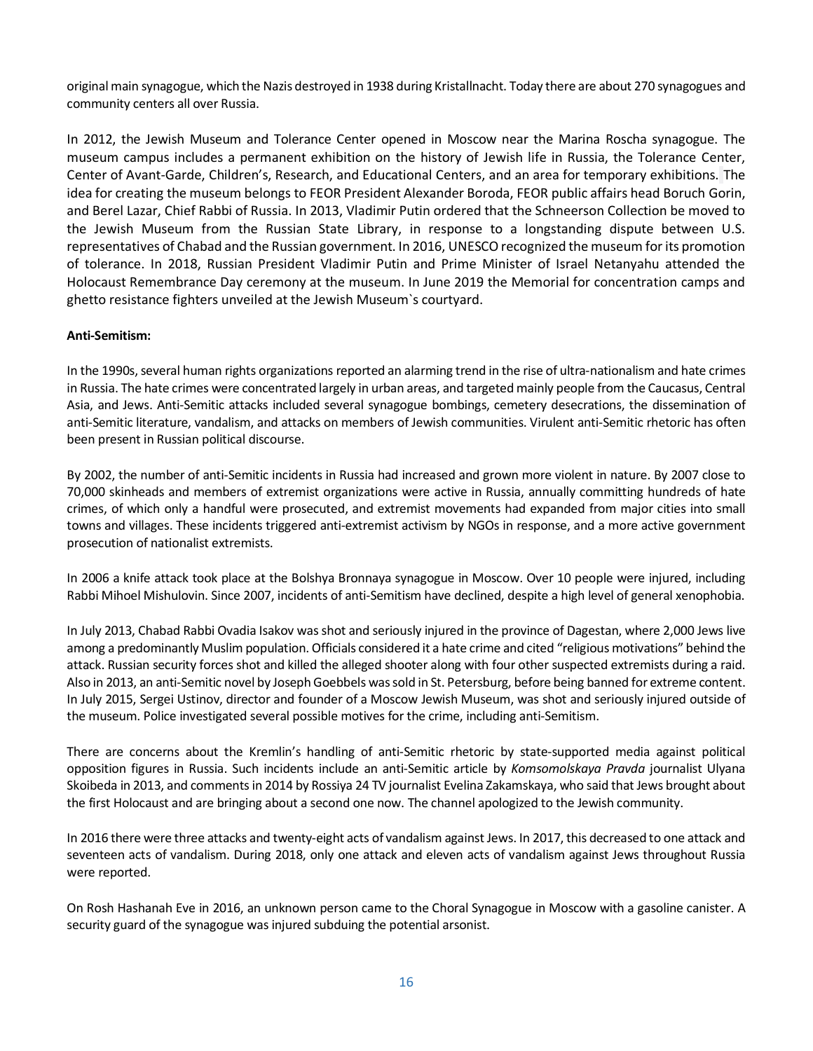original main synagogue, which the Nazis destroyed in 1938 during Kristallnacht. Today there are about 270 synagogues and community centers all over Russia.

In 2012, the Jewish Museum and Tolerance Center opened in Moscow near the Marina Roscha synagogue. The museum campus includes a permanent exhibition on the history of Jewish life in Russia, the Tolerance Center, Center of Avant-Garde, Children's, Research, and Educational Centers, and an area for temporary exhibitions. The idea for creating the museum belongs to FEOR President Alexander Boroda, FEOR public affairs head Boruch Gorin, and Berel Lazar, Chief Rabbi of Russia. In 2013, Vladimir Putin ordered that the Schneerson Collection be moved to the Jewish Museum from the Russian State Library, in response to a longstanding dispute between U.S. representatives of Chabad and the Russian government. In 2016, UNESCO recognized the museum for its promotion of tolerance. In 2018, Russian President Vladimir Putin and Prime Minister of Israel Netanyahu attended the Holocaust Remembrance Day ceremony at the museum. In June 2019 the Memorial for concentration camps and ghetto resistance fighters unveiled at the Jewish Museum`s courtyard.

**Anti-Semitism:**

In the 1990s, several human rights organizations reported an alarming trend in the rise of ultra-nationalism and hate crimes in Russia. The hate crimes were concentrated largely in urban areas, and targeted mainly people from the Caucasus, Central Asia, and Jews. Anti-Semitic attacks included several synagogue bombings, cemetery desecrations, the dissemination of anti-Semitic literature, vandalism, and attacks on members of Jewish communities. Virulent anti-Semitic rhetoric has often been present in Russian political discourse.

By 2002, the number of anti-Semitic incidents in Russia had increased and grown more violent in nature. By 2007 close to 70,000 skinheads and members of extremist organizations were active in Russia, annually committing hundreds of hate crimes, of which only a handful were prosecuted, and extremist movements had expanded from major cities into small towns and villages. These incidents triggered anti-extremist activism by NGOs in response, and a more active government prosecution of nationalist extremists.

In 2006 a knife attack took place at the Bolshya Bronnaya synagogue in Moscow. Over 10 people were injured, including Rabbi Mihoel Mishulovin. Since 2007, incidents of anti-Semitism have declined, despite a high level of general xenophobia.

In July 2013, Chabad Rabbi Ovadia Isakov was shot and seriously injured in the province of Dagestan, where 2,000 Jews live among a predominantly Muslim population. Officials considered it a hate crime and cited "religious motivations" behind the attack. Russian security forces shot and killed the alleged shooter along with four other suspected extremists during a raid. Also in 2013, an anti-Semitic novel by Joseph Goebbels was sold in St. Petersburg, before being banned for extreme content. In July 2015, Sergei Ustinov, director and founder of a Moscow Jewish Museum, was shot and seriously injured outside of the museum. Police investigated several possible motives for the crime, including anti-Semitism.

There are concerns about the Kremlin's handling of anti-Semitic rhetoric by state-supported media against political opposition figures in Russia. Such incidents include an anti-Semitic article by *Komsomolskaya Pravda* journalist Ulyana Skoibeda in 2013, and comments in 2014 by Rossiya 24 TV journalist Evelina Zakamskaya, who said that Jews brought about the first Holocaust and are bringing about a second one now. The channel apologized to the Jewish community.

In 2016 there were three attacks and twenty-eight acts of vandalism against Jews. In 2017, this decreased to one attack and seventeen acts of vandalism. During 2018, only one attack and eleven acts of vandalism against Jews throughout Russia were reported.

On Rosh Hashanah Eve in 2016, an unknown person came to the Choral Synagogue in Moscow with a gasoline canister. A security guard of the synagogue was injured subduing the potential arsonist.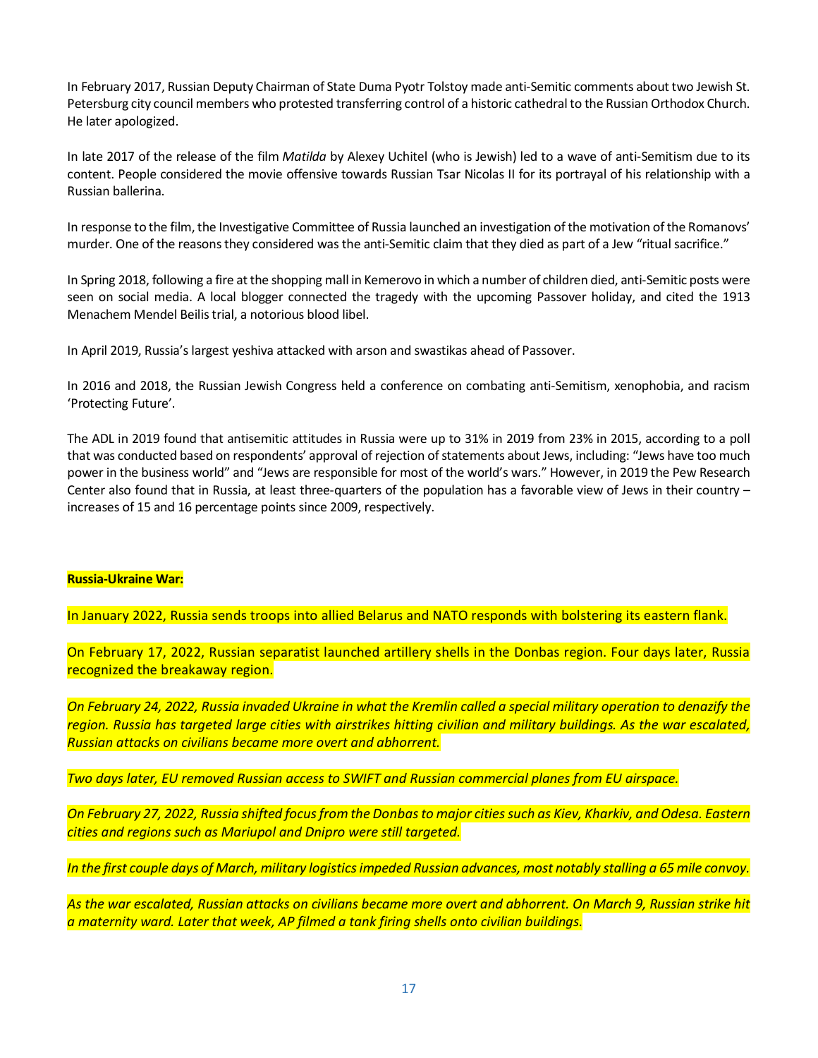In February 2017, Russian Deputy Chairman of State Duma Pyotr Tolstoy made anti-Semitic comments about two Jewish St. Petersburg city council members who protested transferring control of a historic cathedral to the Russian Orthodox Church. He later apologized.

In late 2017 of the release of the film *Matilda* by Alexey Uchitel (who is Jewish) led to a wave of anti-Semitism due to its content. People considered the movie offensive towards Russian Tsar Nicolas II for its portrayal of his relationship with a Russian ballerina.

In response to the film, the Investigative Committee of Russia launched an investigation of the motivation of the Romanovs' murder. One of the reasons they considered was the anti-Semitic claim that they died as part of a Jew "ritual sacrifice."

In Spring 2018, following a fire at the shopping mall in Kemerovo in which a number of children died, anti-Semitic posts were seen on social media. A local blogger connected the tragedy with the upcoming Passover holiday, and cited the 1913 Menachem Mendel Beilis trial, a notorious blood libel.

In April 2019, Russia's largest yeshiva attacked with arson and swastikas ahead of Passover.

In 2016 and 2018, the Russian Jewish Congress held a conference on combating anti-Semitism, xenophobia, and racism 'Protecting Future'.

The ADL in 2019 found that antisemitic attitudes in Russia were up to 31% in 2019 from 23% in 2015, according to a poll that was conducted based on respondents' approval of rejection of statements about Jews, including: "Jews have too much power in the business world" and "Jews are responsible for most of the world's wars." However, in 2019 the Pew Research Center also found that in Russia, at least three-quarters of the population has a favorable view of Jews in their country – increases of 15 and 16 percentage points since 2009, respectively.

**Russia-Ukraine War:**

In January 2022, Russia sends troops into allied Belarus and NATO responds with bolstering its eastern flank.

On February 17, 2022, Russian separatist launched artillery shells in the Donbas region. Four days later, Russia recognized the breakaway region.

*On February 24, 2022, Russia invaded Ukraine in what the Kremlin called a special military operation to denazify the region. Russia has targeted large cities with airstrikes hitting civilian and military buildings. As the war escalated, Russian attacks on civilians became more overt and abhorrent.*

*Two days later, EU removed Russian access to SWIFT and Russian commercial planes from EU airspace.*

*On February 27, 2022, Russia shifted focus from the Donbas to major cities such as Kiev, Kharkiv, and Odesa. Eastern cities and regions such as Mariupol and Dnipro were still targeted.*

*In the first couple days of March, military logistics impeded Russian advances, most notably stalling a 65 mile convoy.*

*As the war escalated, Russian attacks on civilians became more overt and abhorrent. On March 9, Russian strike hit a maternity ward. Later that week, AP filmed a tank firing shells onto civilian buildings.*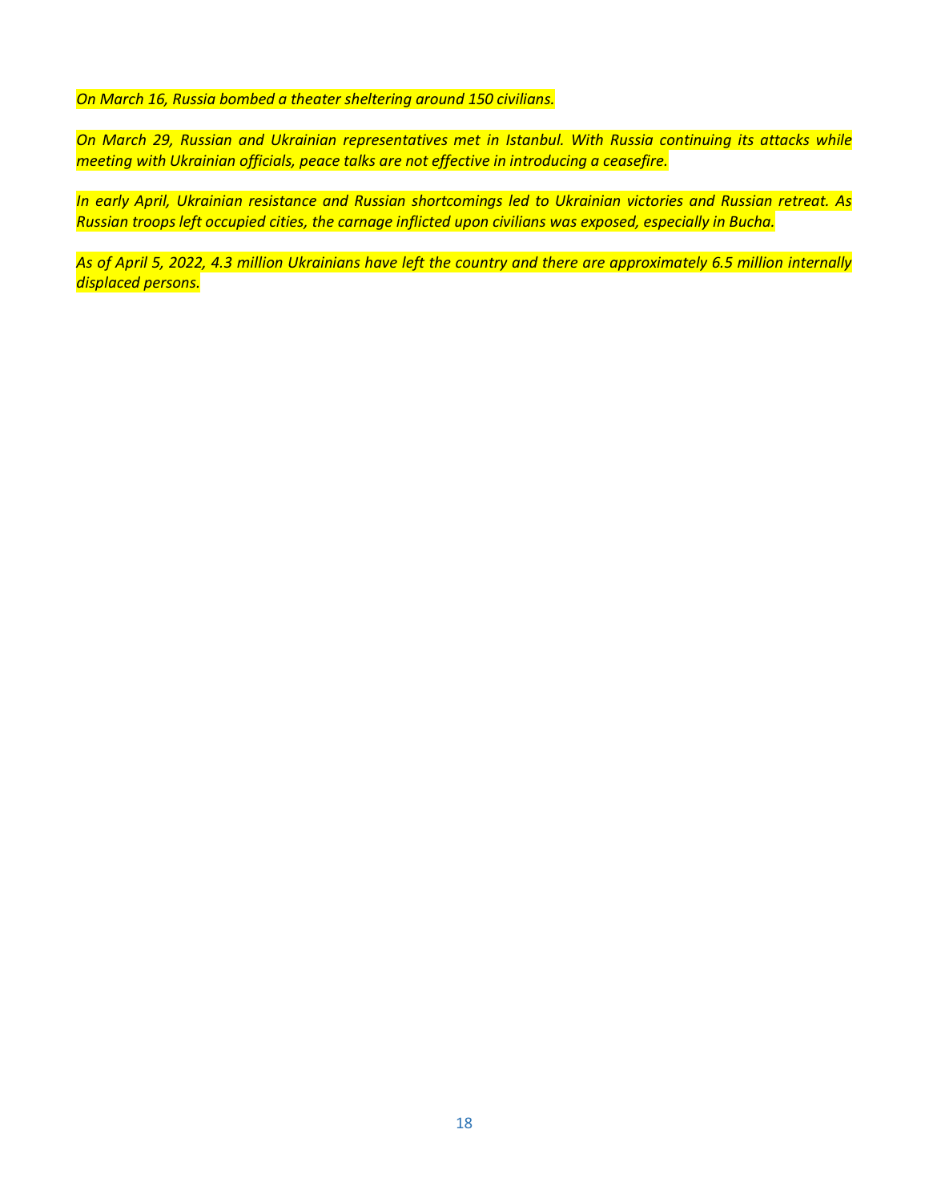*On March 16, Russia bombed a theater sheltering around 150 civilians.*

*On March 29, Russian and Ukrainian representatives met in Istanbul. With Russia continuing its attacks while meeting with Ukrainian officials, peace talks are not effective in introducing a ceasefire.*

*In early April, Ukrainian resistance and Russian shortcomings led to Ukrainian victories and Russian retreat. As Russian troops left occupied cities, the carnage inflicted upon civilians was exposed, especially in Bucha.*

*As of April 5, 2022, 4.3 million Ukrainians have left the country and there are approximately 6.5 million internally displaced persons.*